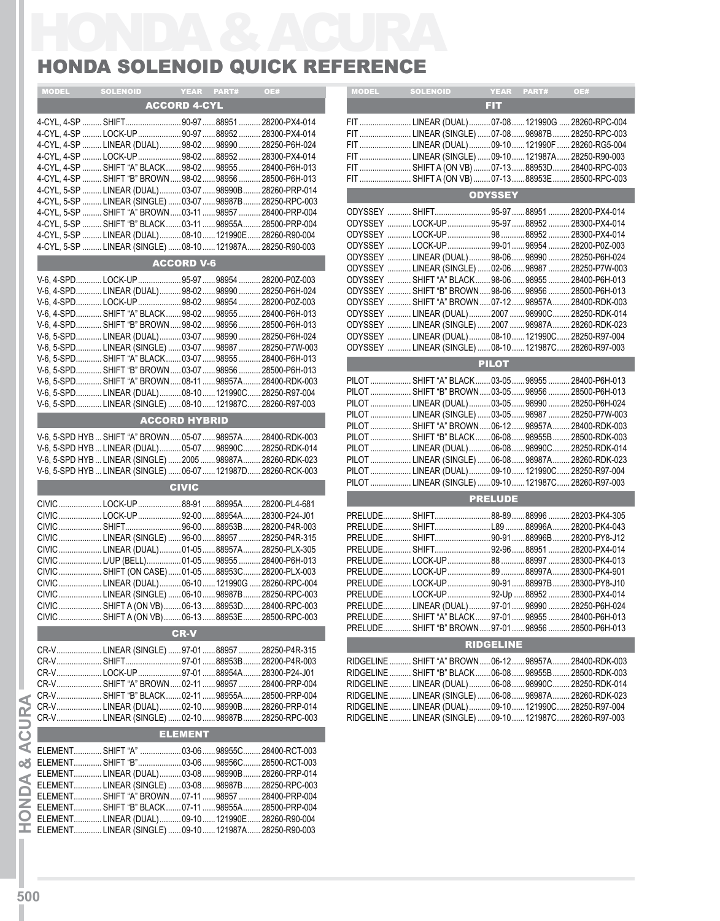# HONDA & ACURA

## HONDA SOLENOID QUICK REFERENCE

### ACCORD 4-CYL

| MODEL | SOLENOID | YEAR | PART# | OE# |
|---|---|---|---|---|
| 4-CYL, 4-SP | SHIFT | 90-97 | 88951 | 28200-PX4-014 |
| 4-CYL, 4-SP | LOCK-UP | 90-97 | 88952 | 28300-PX4-014 |
| 4-CYL, 4-SP | LINEAR (DUAL) | 98-02 | 98990 | 28250-P6H-024 |
| 4-CYL, 4-SP | LOCK-UP | 98-02 | 88952 | 28300-PX4-014 |
| 4-CYL, 4-SP | SHIFT "A" BLACK | 98-02 | 98955 | 28400-P6H-013 |
| 4-CYL, 4-SP | SHIFT "B" BROWN | 98-02 | 98956 | 28500-P6H-013 |
| 4-CYL, 5-SP | LINEAR (DUAL) | 03-07 | 98990B | 28260-PRP-014 |
| 4-CYL, 5-SP | LINEAR (SINGLE) | 03-07 | 98987B | 28250-RPC-003 |
| 4-CYL, 5-SP | SHIFT "A" BROWN | 03-11 | 98957 | 28400-PRP-004 |
| 4-CYL, 5-SP | SHIFT "B" BLACK | 03-11 | 98955A | 28500-PRP-004 |
| 4-CYL, 5-SP | LINEAR (DUAL) | 08-10 | 121990E | 28260-R90-004 |
| 4-CYL, 5-SP | LINEAR (SINGLE) | 08-10 | 121987A | 28250-R90-003 |

### ACCORD V-6

| MODEL | SOLENOID | YEAR | PART# | OE# |
|---|---|---|---|---|
| V-6, 4-SPD | LOCK-UP | 95-97 | 98954 | 28200-P0Z-003 |
| V-6, 4-SPD | LINEAR (DUAL) | 98-02 | 98990 | 28250-P6H-024 |
| V-6, 4-SPD | LOCK-UP | 98-02 | 98954 | 28200-P0Z-003 |
| V-6, 4-SPD | SHIFT "A" BLACK | 98-02 | 98955 | 28400-P6H-013 |
| V-6, 4-SPD | SHIFT "B" BROWN | 98-02 | 98956 | 28500-P6H-013 |
| V-6, 5-SPD | LINEAR (DUAL) | 03-07 | 98990 | 28250-P6H-024 |
| V-6, 5-SPD | LINEAR (SINGLE) | 03-07 | 98987 | 28250-P7W-003 |
| V-6, 5-SPD | SHIFT "A" BLACK | 03-07 | 98955 | 28400-P6H-013 |
| V-6, 5-SPD | SHIFT "B" BROWN | 03-07 | 98956 | 28500-P6H-013 |
| V-6, 5-SPD | SHIFT "A" BROWN | 08-11 | 98957A | 28400-RDK-003 |
| V-6, 5-SPD | LINEAR (DUAL) | 08-10 | 121990C | 28250-R97-004 |
| V-6, 5-SPD | LINEAR (SINGLE) | 08-10 | 121987C | 28260-R97-003 |

### ACCORD HYBRID

| MODEL | SOLENOID | YEAR | PART# | OE# |
|---|---|---|---|---|
| V-6, 5-SPD HYB | SHIFT "A" BROWN | 05-07 | 98957A | 28400-RDK-003 |
| V-6, 5-SPD HYB | LINEAR (DUAL) | 05-07 | 98990C | 28250-RDK-014 |
| V-6, 5-SPD HYB | LINEAR (SINGLE) | 2005 | 98987A | 28260-RDK-023 |
| V-6, 5-SPD HYB | LINEAR (SINGLE) | 06-07 | 121987D | 28260-RCK-003 |

### CIVIC

| MODEL | SOLENOID | YEAR | PART# | OE# |
|---|---|---|---|---|
| CIVIC | LOCK-UP | 88-91 | 88995A | 28200-PL4-681 |
| CIVIC | LOCK-UP | 92-00 | 88954A | 28300-P24-J01 |
| CIVIC | SHIFT | 96-00 | 88953B | 28200-P4R-003 |
| CIVIC | LINEAR (SINGLE) | 96-00 | 88957 | 28250-P4R-315 |
| CIVIC | LINEAR (DUAL) | 01-05 | 98957A | 28250-PLX-305 |
| CIVIC | L/UP (BELL) | 01-05 | 98955 | 28400-P6H-013 |
| CIVIC | SHIFT (ON CASE) | 01-05 | 88953C | 28200-PLX-003 |
| CIVIC | LINEAR (DUAL) | 06-10 | 121990G | 28260-RPC-004 |
| CIVIC | LINEAR (SINGLE) | 06-10 | 98987B | 28250-RPC-003 |
| CIVIC | SHIFT A (ON VB) | 06-13 | 88953D | 28400-RPC-003 |
| CIVIC | SHIFT A (ON VB) | 06-13 | 88953E | 28500-RPC-003 |

### CR-V

| MODEL | SOLENOID | YEAR | PART# | OE# |
|---|---|---|---|---|
| CR-V | LINEAR (SINGLE) | 97-01 | 88957 | 28250-P4R-315 |
| CR-V | SHIFT | 97-01 | 88953B | 28200-P4R-003 |
| CR-V | LOCK-UP | 97-01 | 88954A | 28300-P24-J01 |
| CR-V | SHIFT "A" BROWN | 02-11 | 98957 | 28400-PRP-004 |
| CR-V | SHIFT "B" BLACK | 02-11 | 98955A | 28500-PRP-004 |
| CR-V | LINEAR (DUAL) | 02-10 | 98990B | 28260-PRP-014 |
| CR-V | LINEAR (SINGLE) | 02-10 | 98987B | 28250-RPC-003 |

### ELEMENT

| MODEL | SOLENOID | YEAR | PART# | OE# |
|---|---|---|---|---|
| ELEMENT | SHIFT "A" | 03-06 | 98955C | 28400-RCT-003 |
| ELEMENT | SHIFT "B" | 03-06 | 98956C | 28500-RCT-003 |
| ELEMENT | LINEAR (DUAL) | 03-08 | 98990B | 28260-PRP-014 |
| ELEMENT | LINEAR (SINGLE) | 03-08 | 98987B | 28250-RPC-003 |
| ELEMENT | SHIFT "A" BROWN | 07-11 | 98957 | 28400-PRP-004 |
| ELEMENT | SHIFT "B" BLACK | 07-11 | 98955A | 28500-PRP-004 |
| ELEMENT | LINEAR (DUAL) | 09-10 | 121990E | 28260-R90-004 |
| ELEMENT | LINEAR (SINGLE) | 09-10 | 121987A | 28250-R90-003 |

### FIT

| MODEL | SOLENOID | YEAR | PART# | OE# |
|---|---|---|---|---|
| FIT | LINEAR (DUAL) | 07-08 | 121990G | 28260-RPC-004 |
| FIT | LINEAR (SINGLE) | 07-08 | 98987B | 28250-RPC-003 |
| FIT | LINEAR (DUAL) | 09-10 | 121990F | 28260-RG5-004 |
| FIT | LINEAR (SINGLE) | 09-10 | 121987A | 28250-R90-003 |
| FIT | SHIFT A (ON VB) | 07-13 | 88953D | 28400-RPC-003 |
| FIT | SHIFT A (ON VB) | 07-13 | 88953E | 28500-RPC-003 |

### ODYSSEY

| MODEL | SOLENOID | YEAR | PART# | OE# |
|---|---|---|---|---|
| ODYSSEY | SHIFT | 95-97 | 88951 | 28200-PX4-014 |
| ODYSSEY | LOCK-UP | 95-97 | 88952 | 28300-PX4-014 |
| ODYSSEY | LOCK-UP | 98 | 88952 | 28300-PX4-014 |
| ODYSSEY | LOCK-UP | 99-01 | 98954 | 28200-P0Z-003 |
| ODYSSEY | LINEAR (DUAL) | 98-06 | 98990 | 28250-P6H-024 |
| ODYSSEY | LINEAR (SINGLE) | 02-06 | 98987 | 28250-P7W-003 |
| ODYSSEY | SHIFT "A" BLACK | 98-06 | 98955 | 28400-P6H-013 |
| ODYSSEY | SHIFT "B" BROWN | 98-06 | 98956 | 28500-P6H-013 |
| ODYSSEY | SHIFT "A" BROWN | 07-12 | 98957A | 28400-RDK-003 |
| ODYSSEY | LINEAR (DUAL) | 2007 | 98990C | 28250-RDK-014 |
| ODYSSEY | LINEAR (SINGLE) | 2007 | 98987A | 28260-RDK-023 |
| ODYSSEY | LINEAR (DUAL) | 08-10 | 121990C | 28250-R97-004 |
| ODYSSEY | LINEAR (SINGLE) | 08-10 | 121987C | 28260-R97-003 |

### PILOT

| MODEL | SOLENOID | YEAR | PART# | OE# |
|---|---|---|---|---|
| PILOT | SHIFT "A" BLACK | 03-05 | 98955 | 28400-P6H-013 |
| PILOT | SHIFT "B" BROWN | 03-05 | 98956 | 28500-P6H-013 |
| PILOT | LINEAR (DUAL) | 03-05 | 98990 | 28250-P6H-024 |
| PILOT | LINEAR (SINGLE) | 03-05 | 98987 | 28250-P7W-003 |
| PILOT | SHIFT "A" BROWN | 06-12 | 98957A | 28400-RDK-003 |
| PILOT | SHIFT "B" BLACK | 06-08 | 98955B | 28500-RDK-003 |
| PILOT | LINEAR (DUAL) | 06-08 | 98990C | 28250-RDK-014 |
| PILOT | LINEAR (SINGLE) | 06-08 | 98987A | 28260-RDK-023 |
| PILOT | LINEAR (DUAL) | 09-10 | 121990C | 28250-R97-004 |
| PILOT | LINEAR (SINGLE) | 09-10 | 121987C | 28260-R97-003 |

### PRELUDE

| MODEL | SOLENOID | YEAR | PART# | OE# |
|---|---|---|---|---|
| PRELUDE | SHIFT | 88-89 | 88996 | 28203-PK4-305 |
| PRELUDE | SHIFT | L89 | 88996A | 28200-PK4-043 |
| PRELUDE | SHIFT | 90-91 | 88996B | 28200-PY8-J12 |
| PRELUDE | SHIFT | 92-96 | 88951 | 28200-PX4-014 |
| PRELUDE | LOCK-UP | 88 | 88997 | 28300-PK4-013 |
| PRELUDE | LOCK-UP | 89 | 88997A | 28300-PK4-901 |
| PRELUDE | LOCK-UP | 90-91 | 88997B | 28300-PY8-J10 |
| PRELUDE | LOCK-UP | 92-Up | 88952 | 28300-PX4-014 |
| PRELUDE | LINEAR (DUAL) | 97-01 | 98990 | 28250-P6H-024 |
| PRELUDE | SHIFT "A" BLACK | 97-01 | 98955 | 28400-P6H-013 |
| PRELUDE | SHIFT "B" BROWN | 97-01 | 98956 | 28500-P6H-013 |

### RIDGELINE

| MODEL | SOLENOID | YEAR | PART# | OE# |
|---|---|---|---|---|
| RIDGELINE | SHIFT "A" BROWN | 06-12 | 98957A | 28400-RDK-003 |
| RIDGELINE | SHIFT "B" BLACK | 06-08 | 98955B | 28500-RDK-003 |
| RIDGELINE | LINEAR (DUAL) | 06-08 | 98990C | 28250-RDK-014 |
| RIDGELINE | LINEAR (SINGLE) | 06-08 | 98987A | 28260-RDK-023 |
| RIDGELINE | LINEAR (DUAL) | 09-10 | 121990C | 28250-R97-004 |
| RIDGELINE | LINEAR (SINGLE) | 09-10 | 121987C | 28260-R97-003 |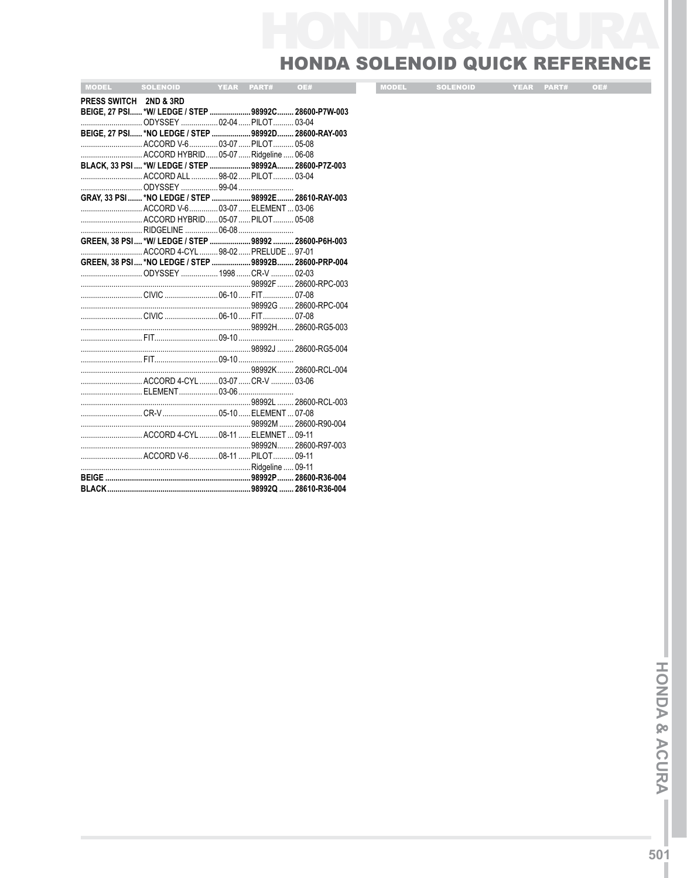# HONDA & ACURA

## HONDA SOLENOID QUICK REFERENCE

| MODEL | SOLENOID | YEAR | PART# | OE# |
|---|---|---|---|---|
| **PRESS SWITCH** | **2ND & 3RD** | | | |
| **BEIGE, 27 PSI** | ***W/ LEDGE / STEP** | | **98992C** | **28600-P7W-003** |
| | ODYSSEY | 02-04 | PILOT | 03-04 |
| **BEIGE, 27 PSI** | ***NO LEDGE / STEP** | | **98992D** | **28600-RAY-003** |
| | ACCORD V-6 | 03-07 | PILOT | 05-08 |
| | ACCORD HYBRID | 05-07 | Ridgeline | 06-08 |
| **BLACK, 33 PSI** | ***W/ LEDGE / STEP** | | **98992A** | **28600-P7Z-003** |
| | ACCORD ALL | 98-02 | PILOT | 03-04 |
| | ODYSSEY | 99-04 | | |
| **GRAY, 33 PSI** | ***NO LEDGE / STEP** | | **98992E** | **28610-RAY-003** |
| | ACCORD V-6 | 03-07 | ELEMENT | 03-06 |
| | ACCORD HYBRID | 05-07 | PILOT | 05-08 |
| | RIDGELINE | 06-08 | | |
| **GREEN, 38 PSI** | ***W/ LEDGE / STEP** | | **98992** | **28600-P6H-003** |
| | ACCORD 4-CYL | 98-02 | PRELUDE | 97-01 |
| **GREEN, 38 PSI** | ***NO LEDGE / STEP** | | **98992B** | **28600-PRP-004** |
| | ODYSSEY | 1998 | CR-V | 02-03 |
| | | | 98992F | 28600-RPC-003 |
| | CIVIC | 06-10 | FIT | 07-08 |
| | | | 98992G | 28600-RPC-004 |
| | CIVIC | 06-10 | FIT | 07-08 |
| | | | 98992H | 28600-RG5-003 |
| | FIT | 09-10 | | |
| | | | 98992J | 28600-RG5-004 |
| | FIT | 09-10 | | |
| | | | 98992K | 28600-RCL-004 |
| | ACCORD 4-CYL | 03-07 | CR-V | 03-06 |
| | ELEMENT | 03-06 | | |
| | | | 98992L | 28600-RCL-003 |
| | CR-V | 05-10 | ELEMENT | 07-08 |
| | | | 98992M | 28600-R90-004 |
| | ACCORD 4-CYL | 08-11 | ELEMNET | 09-11 |
| | | | 98992N | 28600-R97-003 |
| | ACCORD V-6 | 08-11 | PILOT | 09-11 |
| | | | Ridgeline | 09-11 |
| **BEIGE** | | | **98992P** | **28600-R36-004** |
| **BLACK** | | | **98992Q** | **28610-R36-004** |